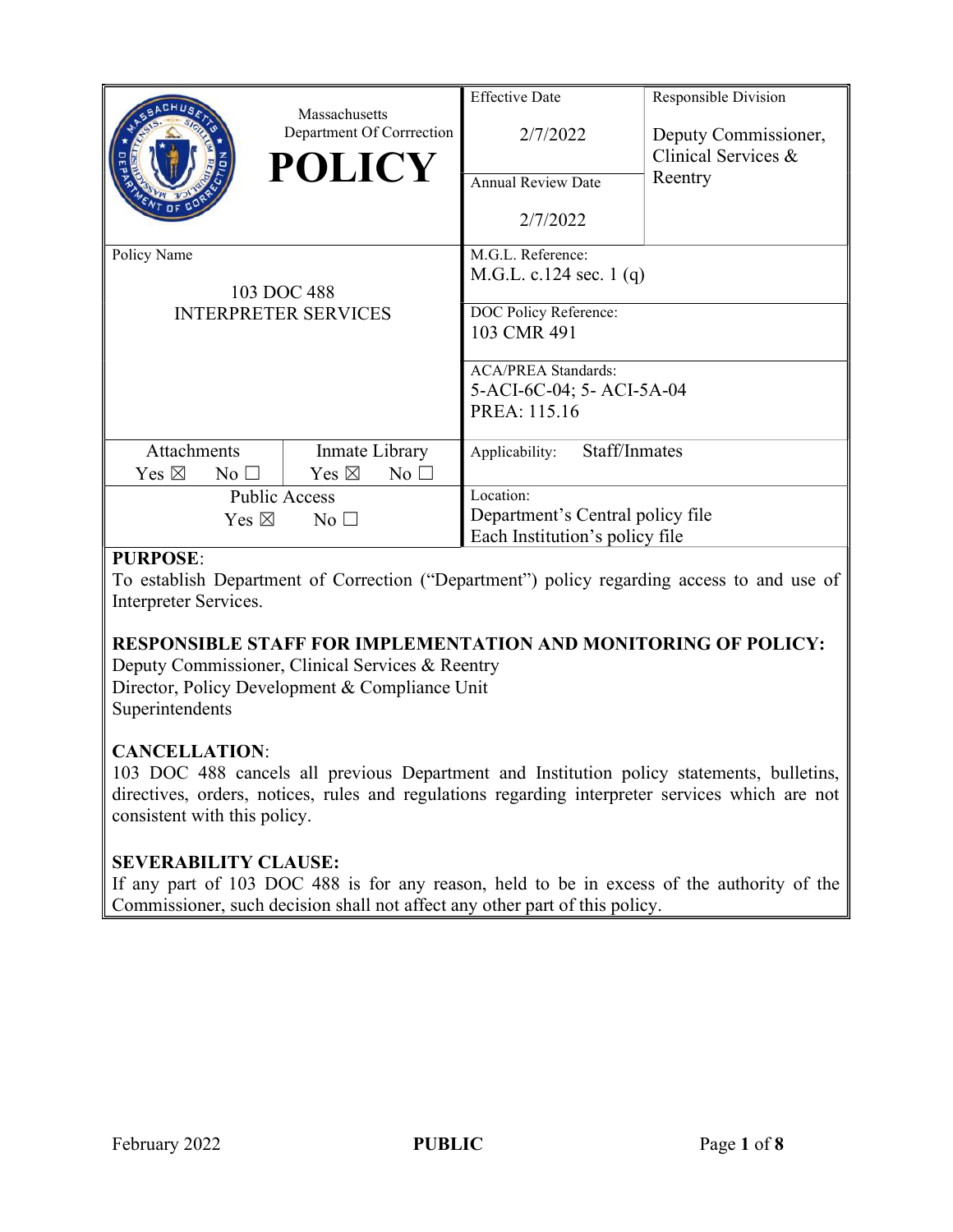| Massachusetts Department Of Corrrection **POLICY** | Effective Date 2/7/2022 | Responsible Division Deputy Commissioner, Clinical Services & Reentry |
|---|---|---|
| | Annual Review Date 2/7/2022 | |
| Policy Name 103 DOC 488 INTERPRETER SERVICES | M.G.L. Reference: M.G.L. c.124 sec. 1 (q) | |
| | DOC Policy Reference: 103 CMR 491 | |
| | ACA/PREA Standards: 5-ACI-6C-04; 5- ACI-5A-04 PREA: 115.16 | |
| Attachments Yes ☒ No ☐ / Inmate Library Yes ☒ No ☐ | Applicability: Staff/Inmates | |
| Public Access Yes ☒ No ☐ | Location: Department's Central policy file Each Institution's policy file | |

**PURPOSE**:

To establish Department of Correction ("Department") policy regarding access to and use of Interpreter Services.

**RESPONSIBLE STAFF FOR IMPLEMENTATION AND MONITORING OF POLICY:**

Deputy Commissioner, Clinical Services & Reentry
Director, Policy Development & Compliance Unit
Superintendents

**CANCELLATION**:

103 DOC 488 cancels all previous Department and Institution policy statements, bulletins, directives, orders, notices, rules and regulations regarding interpreter services which are not consistent with this policy.

**SEVERABILITY CLAUSE:**

If any part of 103 DOC 488 is for any reason, held to be in excess of the authority of the Commissioner, such decision shall not affect any other part of this policy.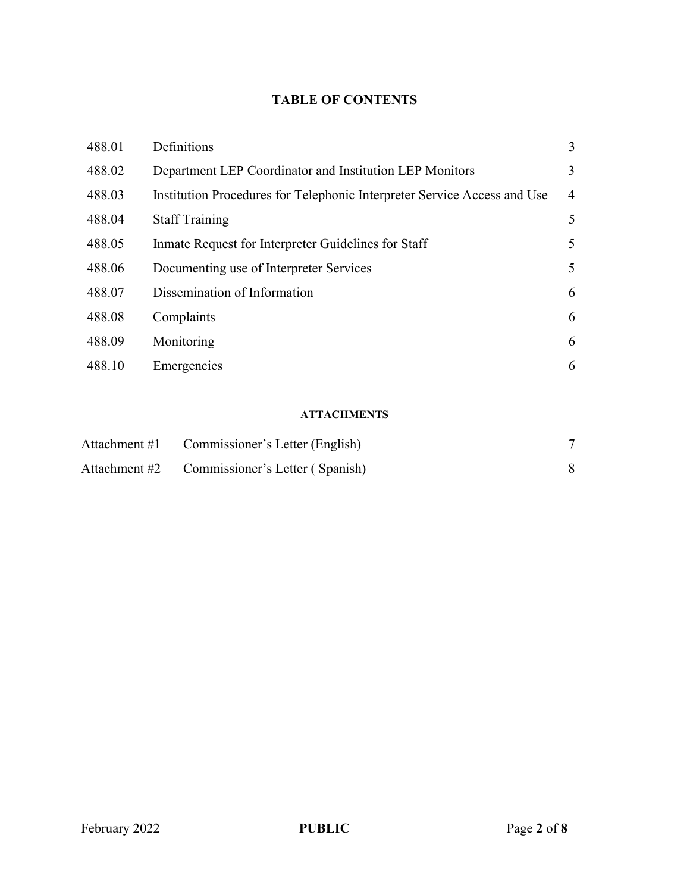## TABLE OF CONTENTS

| | | |
|---|---|---|
| 488.01 | Definitions | 3 |
| 488.02 | Department LEP Coordinator and Institution LEP Monitors | 3 |
| 488.03 | Institution Procedures for Telephonic Interpreter Service Access and Use | 4 |
| 488.04 | Staff Training | 5 |
| 488.05 | Inmate Request for Interpreter Guidelines for Staff | 5 |
| 488.06 | Documenting use of Interpreter Services | 5 |
| 488.07 | Dissemination of Information | 6 |
| 488.08 | Complaints | 6 |
| 488.09 | Monitoring | 6 |
| 488.10 | Emergencies | 6 |

### ATTACHMENTS

| | | |
|---|---|---|
| Attachment #1 | Commissioner's Letter (English) | 7 |
| Attachment #2 | Commissioner's Letter ( Spanish) | 8 |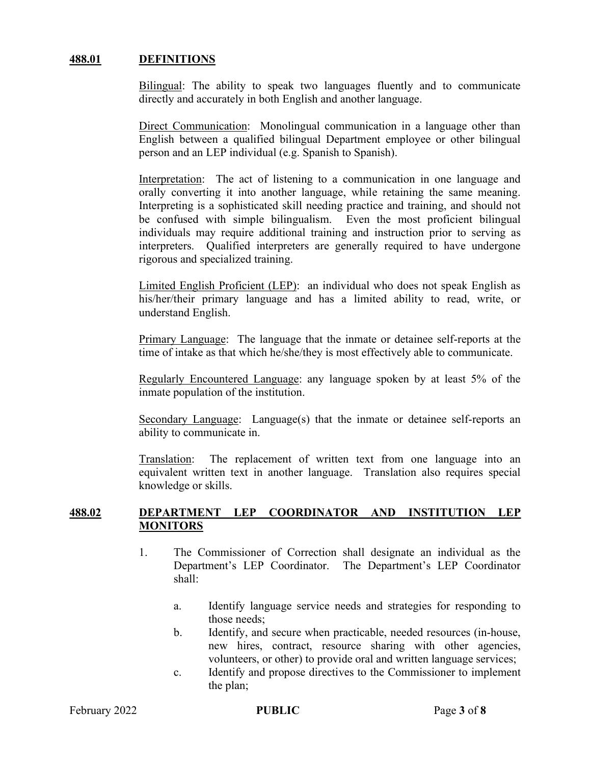## 488.01 DEFINITIONS

Bilingual: The ability to speak two languages fluently and to communicate directly and accurately in both English and another language.

Direct Communication: Monolingual communication in a language other than English between a qualified bilingual Department employee or other bilingual person and an LEP individual (e.g. Spanish to Spanish).

Interpretation: The act of listening to a communication in one language and orally converting it into another language, while retaining the same meaning. Interpreting is a sophisticated skill needing practice and training, and should not be confused with simple bilingualism. Even the most proficient bilingual individuals may require additional training and instruction prior to serving as interpreters. Qualified interpreters are generally required to have undergone rigorous and specialized training.

Limited English Proficient (LEP): an individual who does not speak English as his/her/their primary language and has a limited ability to read, write, or understand English.

Primary Language: The language that the inmate or detainee self-reports at the time of intake as that which he/she/they is most effectively able to communicate.

Regularly Encountered Language: any language spoken by at least 5% of the inmate population of the institution.

Secondary Language: Language(s) that the inmate or detainee self-reports an ability to communicate in.

Translation: The replacement of written text from one language into an equivalent written text in another language. Translation also requires special knowledge or skills.

## 488.02 DEPARTMENT LEP COORDINATOR AND INSTITUTION LEP MONITORS

1. The Commissioner of Correction shall designate an individual as the Department's LEP Coordinator. The Department's LEP Coordinator shall:

   a. Identify language service needs and strategies for responding to those needs;

   b. Identify, and secure when practicable, needed resources (in-house, new hires, contract, resource sharing with other agencies, volunteers, or other) to provide oral and written language services;

   c. Identify and propose directives to the Commissioner to implement the plan;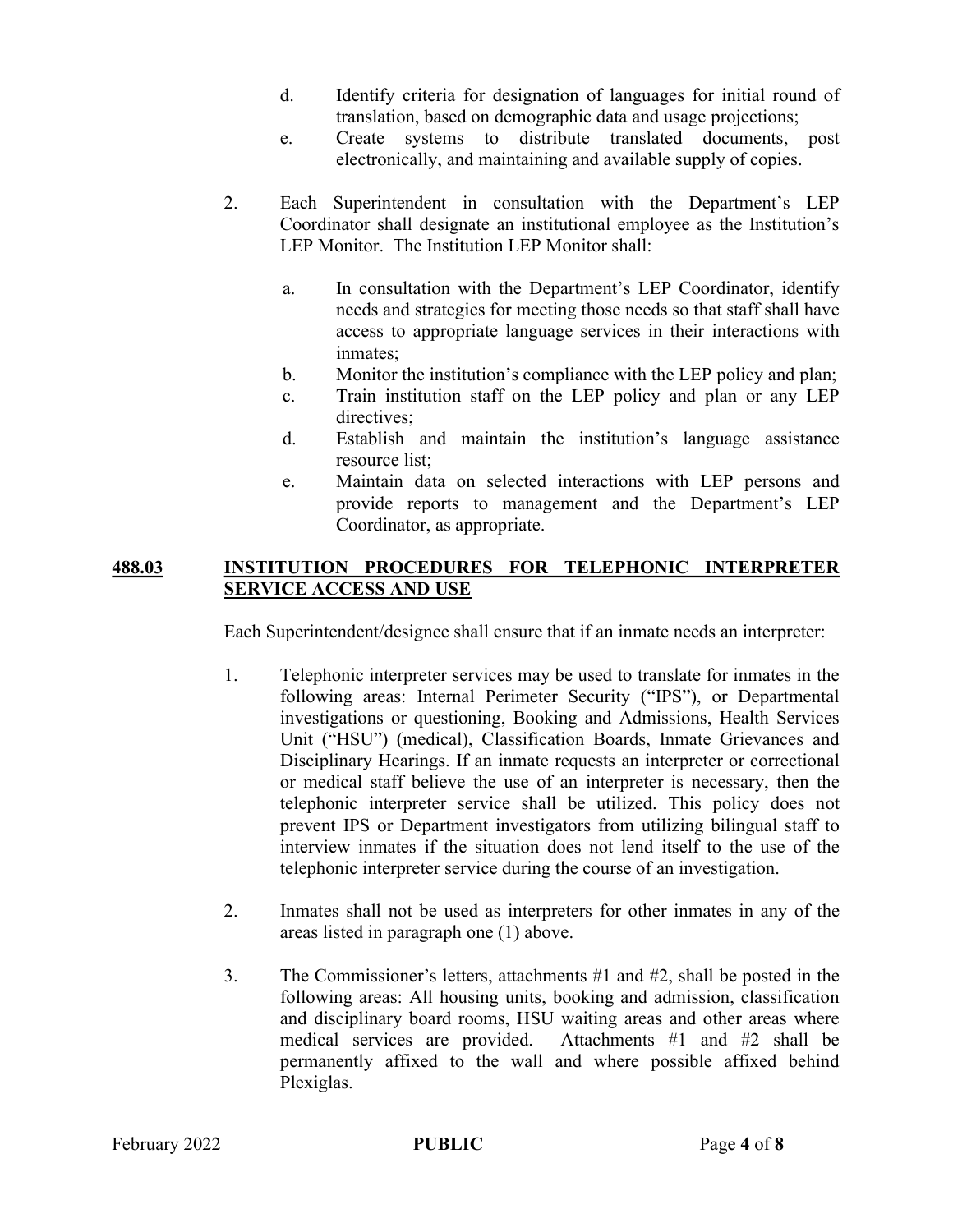d. Identify criteria for designation of languages for initial round of translation, based on demographic data and usage projections;

e. Create systems to distribute translated documents, post electronically, and maintaining and available supply of copies.

2. Each Superintendent in consultation with the Department's LEP Coordinator shall designate an institutional employee as the Institution's LEP Monitor. The Institution LEP Monitor shall:

   a. In consultation with the Department's LEP Coordinator, identify needs and strategies for meeting those needs so that staff shall have access to appropriate language services in their interactions with inmates;
   b. Monitor the institution's compliance with the LEP policy and plan;
   c. Train institution staff on the LEP policy and plan or any LEP directives;
   d. Establish and maintain the institution's language assistance resource list;
   e. Maintain data on selected interactions with LEP persons and provide reports to management and the Department's LEP Coordinator, as appropriate.

## 488.03 INSTITUTION PROCEDURES FOR TELEPHONIC INTERPRETER SERVICE ACCESS AND USE

Each Superintendent/designee shall ensure that if an inmate needs an interpreter:

1. Telephonic interpreter services may be used to translate for inmates in the following areas: Internal Perimeter Security ("IPS"), or Departmental investigations or questioning, Booking and Admissions, Health Services Unit ("HSU") (medical), Classification Boards, Inmate Grievances and Disciplinary Hearings. If an inmate requests an interpreter or correctional or medical staff believe the use of an interpreter is necessary, then the telephonic interpreter service shall be utilized. This policy does not prevent IPS or Department investigators from utilizing bilingual staff to interview inmates if the situation does not lend itself to the use of the telephonic interpreter service during the course of an investigation.

2. Inmates shall not be used as interpreters for other inmates in any of the areas listed in paragraph one (1) above.

3. The Commissioner's letters, attachments #1 and #2, shall be posted in the following areas: All housing units, booking and admission, classification and disciplinary board rooms, HSU waiting areas and other areas where medical services are provided. Attachments #1 and #2 shall be permanently affixed to the wall and where possible affixed behind Plexiglas.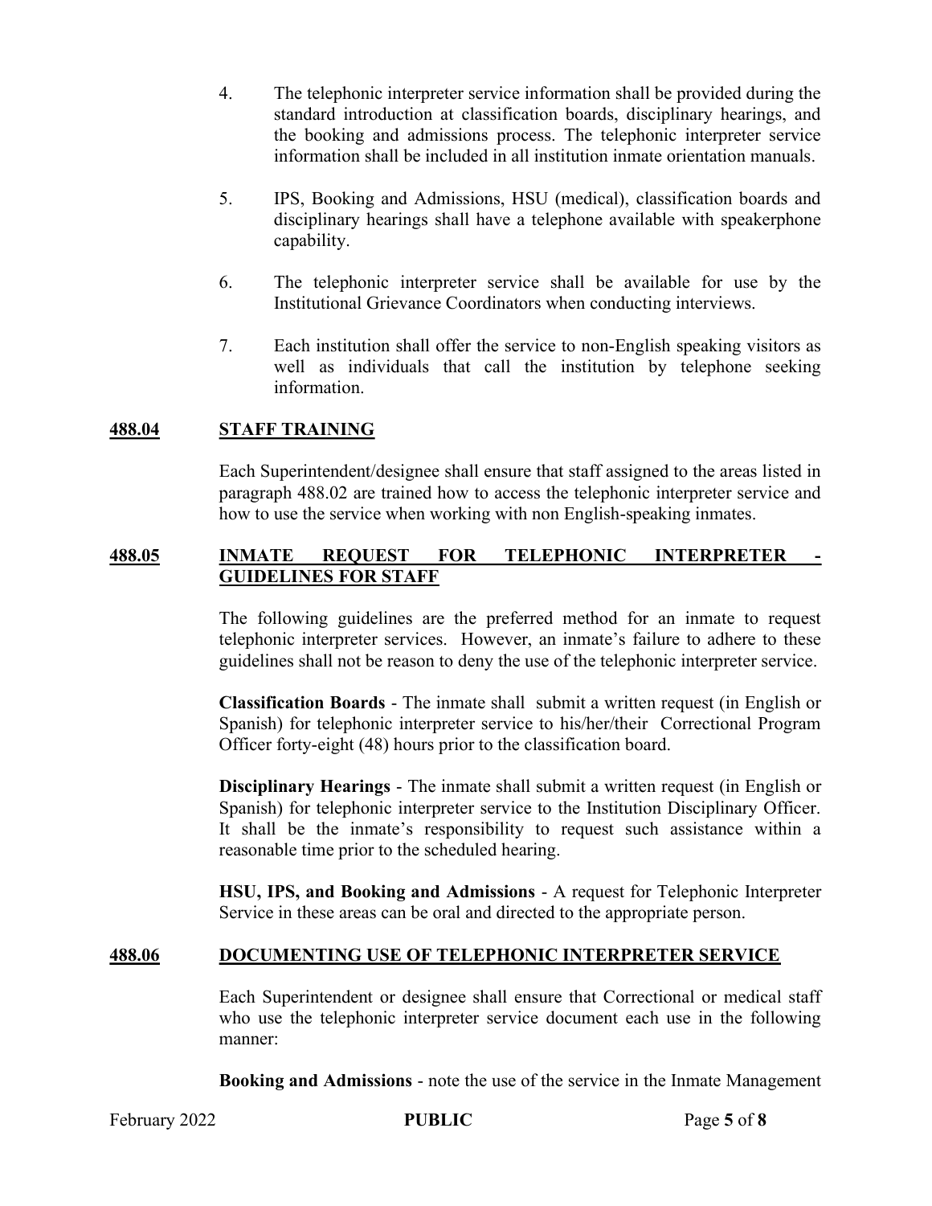4. The telephonic interpreter service information shall be provided during the standard introduction at classification boards, disciplinary hearings, and the booking and admissions process. The telephonic interpreter service information shall be included in all institution inmate orientation manuals.

5. IPS, Booking and Admissions, HSU (medical), classification boards and disciplinary hearings shall have a telephone available with speakerphone capability.

6. The telephonic interpreter service shall be available for use by the Institutional Grievance Coordinators when conducting interviews.

7. Each institution shall offer the service to non-English speaking visitors as well as individuals that call the institution by telephone seeking information.

## 488.04 STAFF TRAINING

Each Superintendent/designee shall ensure that staff assigned to the areas listed in paragraph 488.02 are trained how to access the telephonic interpreter service and how to use the service when working with non English-speaking inmates.

## 488.05 INMATE REQUEST FOR TELEPHONIC INTERPRETER - GUIDELINES FOR STAFF

The following guidelines are the preferred method for an inmate to request telephonic interpreter services. However, an inmate's failure to adhere to these guidelines shall not be reason to deny the use of the telephonic interpreter service.

**Classification Boards** - The inmate shall submit a written request (in English or Spanish) for telephonic interpreter service to his/her/their Correctional Program Officer forty-eight (48) hours prior to the classification board.

**Disciplinary Hearings** - The inmate shall submit a written request (in English or Spanish) for telephonic interpreter service to the Institution Disciplinary Officer. It shall be the inmate's responsibility to request such assistance within a reasonable time prior to the scheduled hearing.

**HSU, IPS, and Booking and Admissions** - A request for Telephonic Interpreter Service in these areas can be oral and directed to the appropriate person.

## 488.06 DOCUMENTING USE OF TELEPHONIC INTERPRETER SERVICE

Each Superintendent or designee shall ensure that Correctional or medical staff who use the telephonic interpreter service document each use in the following manner:

**Booking and Admissions** - note the use of the service in the Inmate Management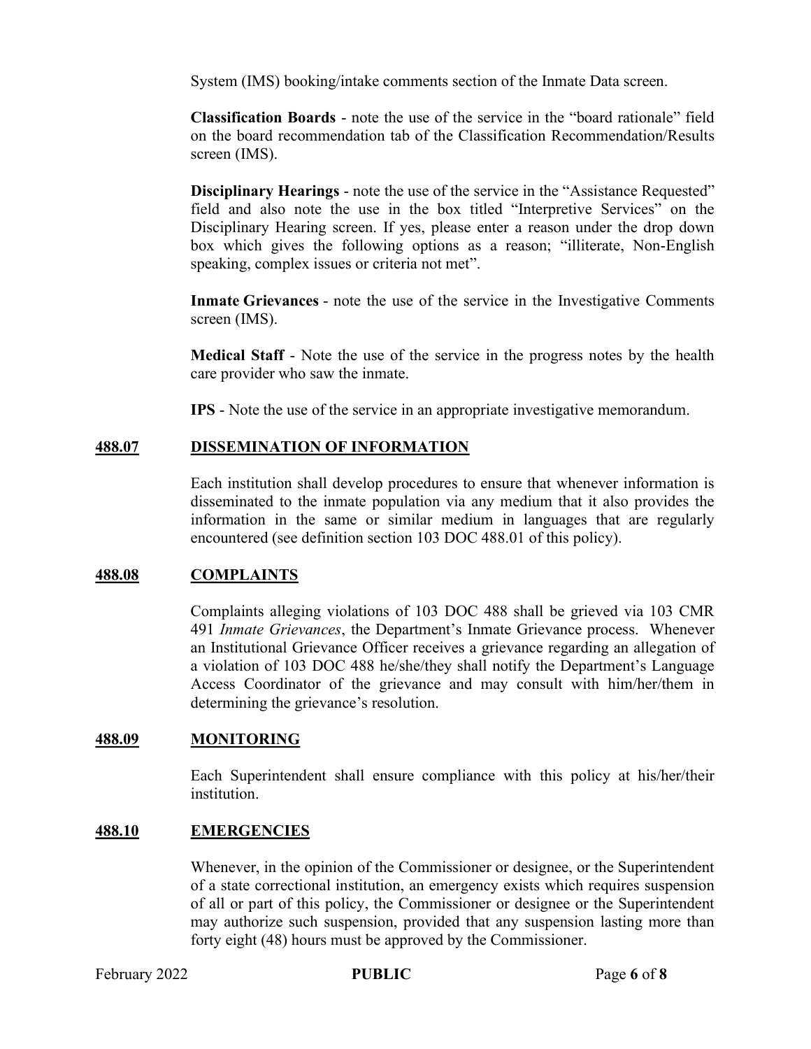System (IMS) booking/intake comments section of the Inmate Data screen.

**Classification Boards** - note the use of the service in the "board rationale" field on the board recommendation tab of the Classification Recommendation/Results screen (IMS).

**Disciplinary Hearings** - note the use of the service in the "Assistance Requested" field and also note the use in the box titled "Interpretive Services" on the Disciplinary Hearing screen. If yes, please enter a reason under the drop down box which gives the following options as a reason; "illiterate, Non-English speaking, complex issues or criteria not met".

**Inmate Grievances** - note the use of the service in the Investigative Comments screen (IMS).

**Medical Staff** - Note the use of the service in the progress notes by the health care provider who saw the inmate.

**IPS** - Note the use of the service in an appropriate investigative memorandum.

## 488.07 DISSEMINATION OF INFORMATION

Each institution shall develop procedures to ensure that whenever information is disseminated to the inmate population via any medium that it also provides the information in the same or similar medium in languages that are regularly encountered (see definition section 103 DOC 488.01 of this policy).

## 488.08 COMPLAINTS

Complaints alleging violations of 103 DOC 488 shall be grieved via 103 CMR 491 *Inmate Grievances*, the Department's Inmate Grievance process. Whenever an Institutional Grievance Officer receives a grievance regarding an allegation of a violation of 103 DOC 488 he/she/they shall notify the Department's Language Access Coordinator of the grievance and may consult with him/her/them in determining the grievance's resolution.

## 488.09 MONITORING

Each Superintendent shall ensure compliance with this policy at his/her/their institution.

## 488.10 EMERGENCIES

Whenever, in the opinion of the Commissioner or designee, or the Superintendent of a state correctional institution, an emergency exists which requires suspension of all or part of this policy, the Commissioner or designee or the Superintendent may authorize such suspension, provided that any suspension lasting more than forty eight (48) hours must be approved by the Commissioner.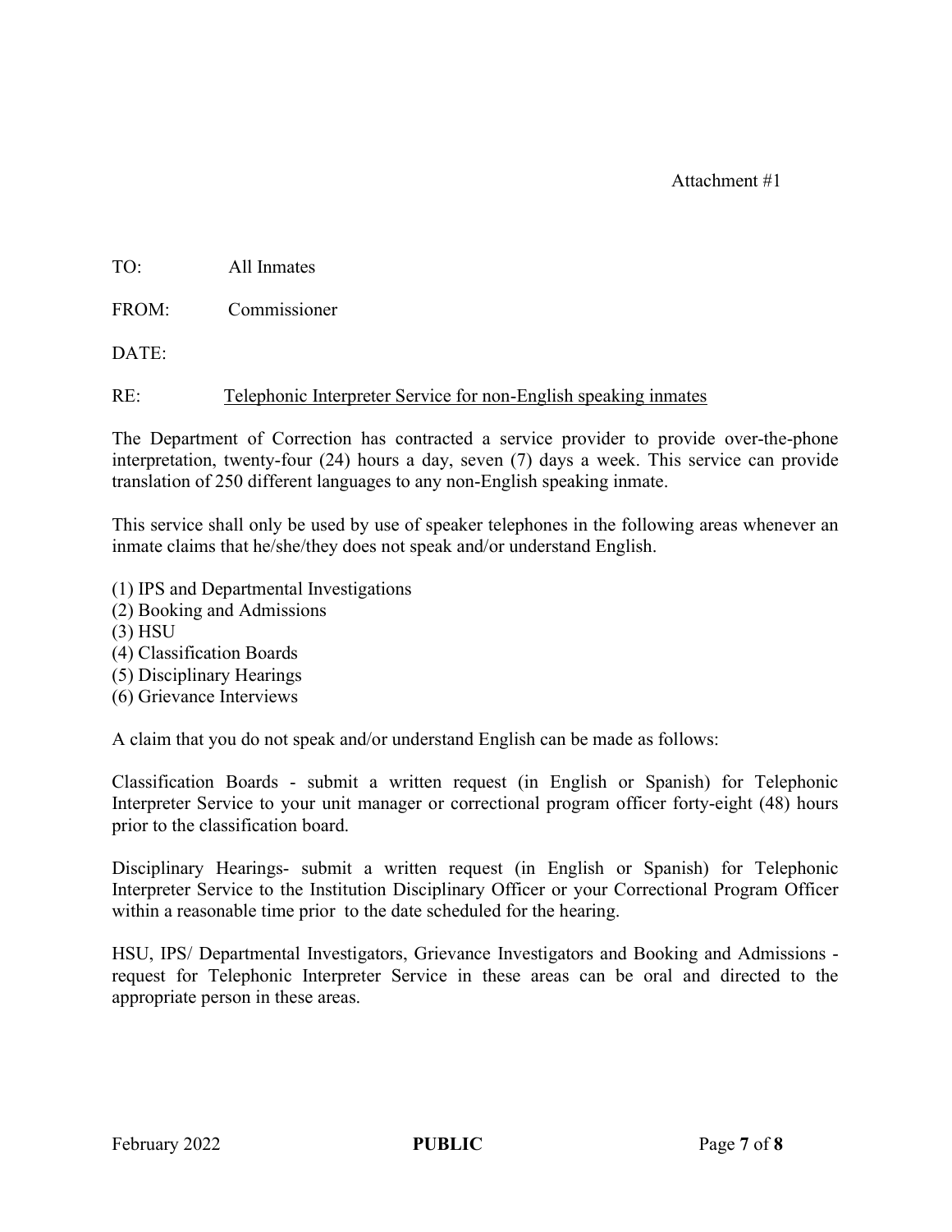Attachment #1

TO: All Inmates

FROM: Commissioner

DATE:

RE: Telephonic Interpreter Service for non-English speaking inmates

The Department of Correction has contracted a service provider to provide over-the-phone interpretation, twenty-four (24) hours a day, seven (7) days a week. This service can provide translation of 250 different languages to any non-English speaking inmate.

This service shall only be used by use of speaker telephones in the following areas whenever an inmate claims that he/she/they does not speak and/or understand English.

(1) IPS and Departmental Investigations
(2) Booking and Admissions
(3) HSU
(4) Classification Boards
(5) Disciplinary Hearings
(6) Grievance Interviews

A claim that you do not speak and/or understand English can be made as follows:

Classification Boards - submit a written request (in English or Spanish) for Telephonic Interpreter Service to your unit manager or correctional program officer forty-eight (48) hours prior to the classification board.

Disciplinary Hearings- submit a written request (in English or Spanish) for Telephonic Interpreter Service to the Institution Disciplinary Officer or your Correctional Program Officer within a reasonable time prior to the date scheduled for the hearing.

HSU, IPS/ Departmental Investigators, Grievance Investigators and Booking and Admissions - request for Telephonic Interpreter Service in these areas can be oral and directed to the appropriate person in these areas.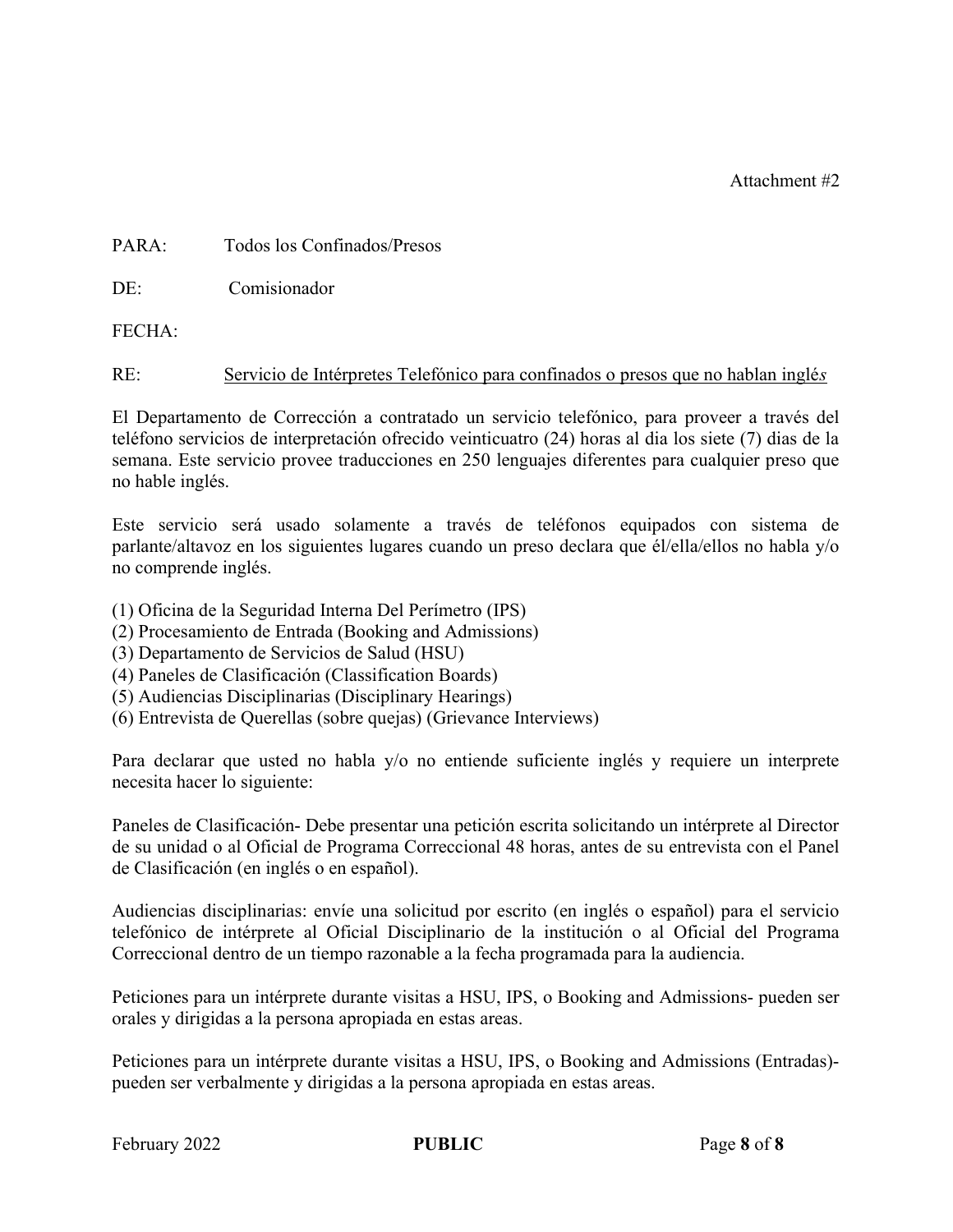Attachment #2

PARA: Todos los Confinados/Presos

DE: Comisionador

FECHA:

RE: <u>Servicio de Intérpretes Telefónico para confinados o presos que no hablan inglés</u>

El Departamento de Corrección a contratado un servicio telefónico, para proveer a través del teléfono servicios de interpretación ofrecido veinticuatro (24) horas al dia los siete (7) dias de la semana. Este servicio provee traducciones en 250 lenguajes diferentes para cualquier preso que no hable inglés.

Este servicio será usado solamente a través de teléfonos equipados con sistema de parlante/altavoz en los siguientes lugares cuando un preso declara que él/ella/ellos no habla y/o no comprende inglés.

(1) Oficina de la Seguridad Interna Del Perímetro (IPS)
(2) Procesamiento de Entrada (Booking and Admissions)
(3) Departamento de Servicios de Salud (HSU)
(4) Paneles de Clasificación (Classification Boards)
(5) Audiencias Disciplinarias (Disciplinary Hearings)
(6) Entrevista de Querellas (sobre quejas) (Grievance Interviews)

Para declarar que usted no habla y/o no entiende suficiente inglés y requiere un interprete necesita hacer lo siguiente:

Paneles de Clasificación- Debe presentar una petición escrita solicitando un intérprete al Director de su unidad o al Oficial de Programa Correccional 48 horas, antes de su entrevista con el Panel de Clasificación (en inglés o en español).

Audiencias disciplinarias: envíe una solicitud por escrito (en inglés o español) para el servicio telefónico de intérprete al Oficial Disciplinario de la institución o al Oficial del Programa Correccional dentro de un tiempo razonable a la fecha programada para la audiencia.

Peticiones para un intérprete durante visitas a HSU, IPS, o Booking and Admissions- pueden ser orales y dirigidas a la persona apropiada en estas areas.

Peticiones para un intérprete durante visitas a HSU, IPS, o Booking and Admissions (Entradas)- pueden ser verbalmente y dirigidas a la persona apropiada en estas areas.